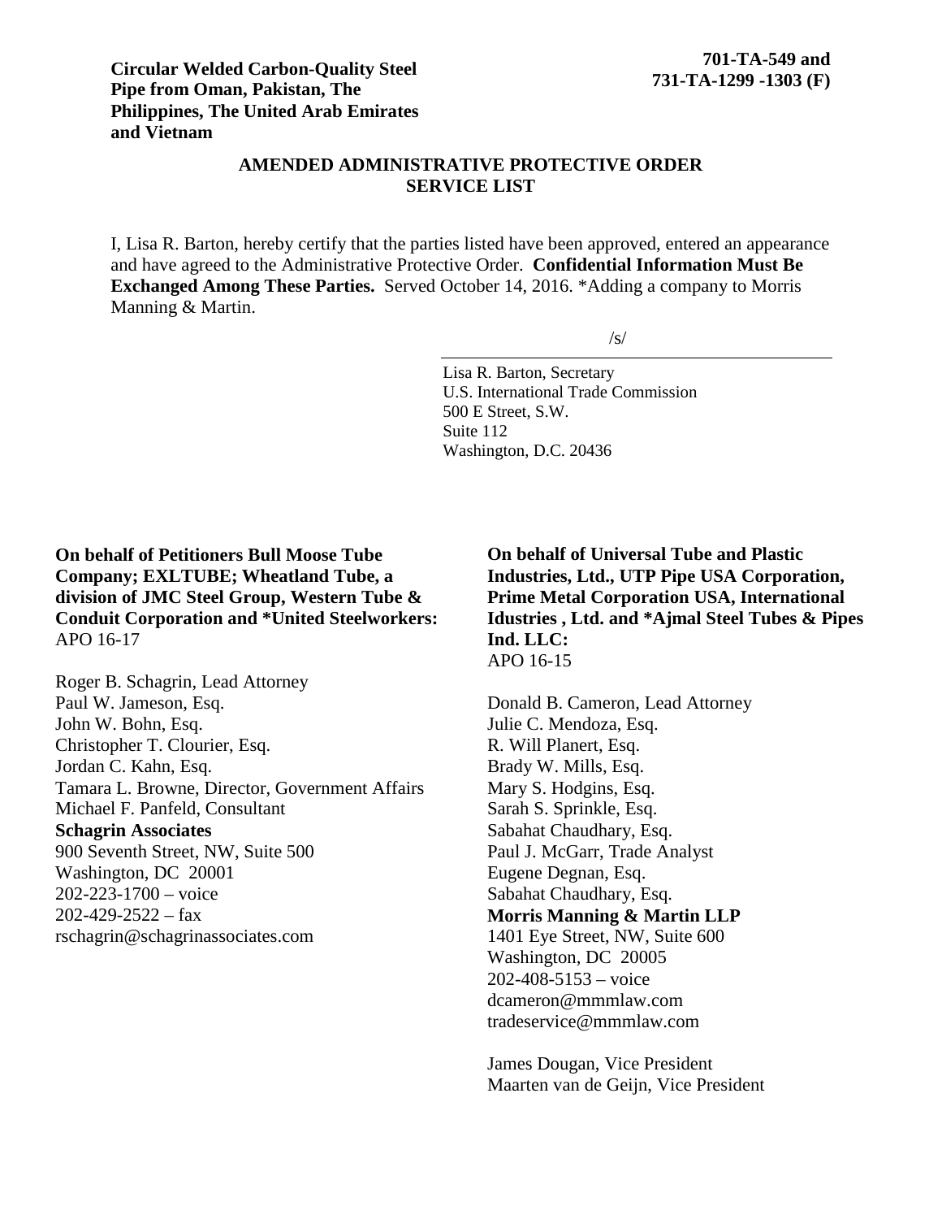**Circular Welded Carbon-Quality Steel Pipe from Oman, Pakistan, The Philippines, The United Arab Emirates and Vietnam**

**701-TA-549 and 731-TA-1299 -1303 (F)**

## AMENDED ADMINISTRATIVE PROTECTIVE ORDER SERVICE LIST

I, Lisa R. Barton, hereby certify that the parties listed have been approved, entered an appearance and have agreed to the Administrative Protective Order. **Confidential Information Must Be Exchanged Among These Parties.** Served October 14, 2016. *Adding a company to Morris Manning & Martin.

/s/

Lisa R. Barton, Secretary
U.S. International Trade Commission
500 E Street, S.W.
Suite 112
Washington, D.C. 20436

**On behalf of Petitioners Bull Moose Tube Company; EXLTUBE; Wheatland Tube, a division of JMC Steel Group, Western Tube & Conduit Corporation and *United Steelworkers:**
APO 16-17

Roger B. Schagrin, Lead Attorney
Paul W. Jameson, Esq.
John W. Bohn, Esq.
Christopher T. Clourier, Esq.
Jordan C. Kahn, Esq.
Tamara L. Browne, Director, Government Affairs
Michael F. Panfeld, Consultant
**Schagrin Associates**
900 Seventh Street, NW, Suite 500
Washington, DC 20001
202-223-1700 – voice
202-429-2522 – fax
rschagrin@schagrinassociates.com

**On behalf of Universal Tube and Plastic Industries, Ltd., UTP Pipe USA Corporation, Prime Metal Corporation USA, International Idustries , Ltd. and *Ajmal Steel Tubes & Pipes Ind. LLC:**
APO 16-15

Donald B. Cameron, Lead Attorney
Julie C. Mendoza, Esq.
R. Will Planert, Esq.
Brady W. Mills, Esq.
Mary S. Hodgins, Esq.
Sarah S. Sprinkle, Esq.
Sabahat Chaudhary, Esq.
Paul J. McGarr, Trade Analyst
Eugene Degnan, Esq.
Sabahat Chaudhary, Esq.
**Morris Manning & Martin LLP**
1401 Eye Street, NW, Suite 600
Washington, DC 20005
202-408-5153 – voice
dcameron@mmmlaw.com
tradeservice@mmmlaw.com

James Dougan, Vice President
Maarten van de Geijn, Vice President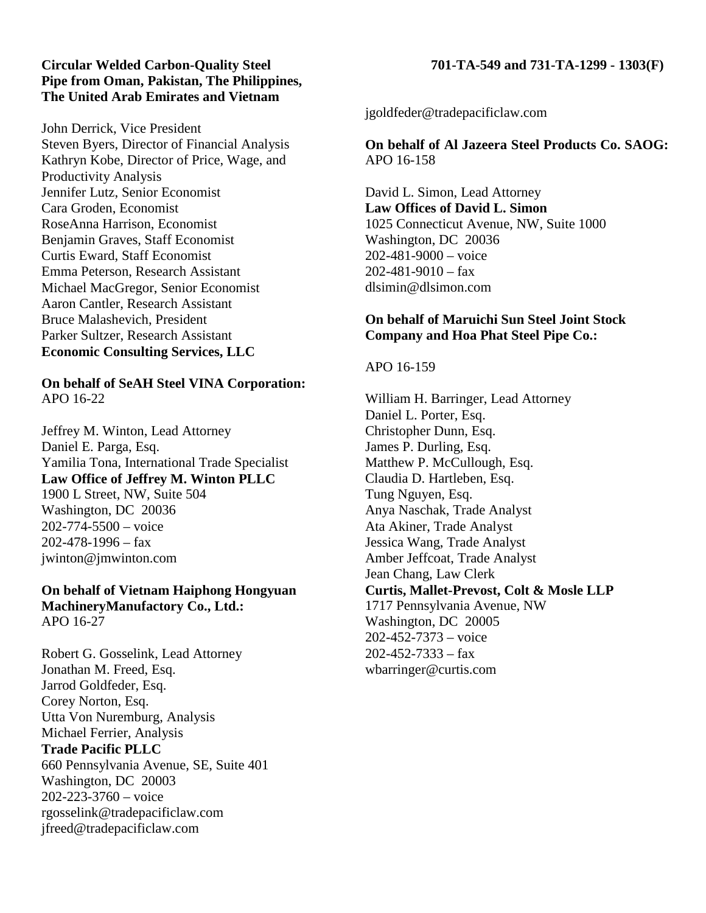**Circular Welded Carbon-Quality Steel Pipe from Oman, Pakistan, The Philippines, The United Arab Emirates and Vietnam**

**701-TA-549 and 731-TA-1299 - 1303(F)**

John Derrick, Vice President
Steven Byers, Director of Financial Analysis
Kathryn Kobe, Director of Price, Wage, and Productivity Analysis
Jennifer Lutz, Senior Economist
Cara Groden, Economist
RoseAnna Harrison, Economist
Benjamin Graves, Staff Economist
Curtis Eward, Staff Economist
Emma Peterson, Research Assistant
Michael MacGregor, Senior Economist
Aaron Cantler, Research Assistant
Bruce Malashevich, President
Parker Sultzer, Research Assistant
**Economic Consulting Services, LLC**

**On behalf of SeAH Steel VINA Corporation:**
APO 16-22

Jeffrey M. Winton, Lead Attorney
Daniel E. Parga, Esq.
Yamilia Tona, International Trade Specialist
**Law Office of Jeffrey M. Winton PLLC**
1900 L Street, NW, Suite 504
Washington, DC 20036
202-774-5500 – voice
202-478-1996 – fax
jwinton@jmwinton.com

**On behalf of Vietnam Haiphong Hongyuan MachineryManufactory Co., Ltd.:**
APO 16-27

Robert G. Gosselink, Lead Attorney
Jonathan M. Freed, Esq.
Jarrod Goldfeder, Esq.
Corey Norton, Esq.
Utta Von Nuremburg, Analysis
Michael Ferrier, Analysis
**Trade Pacific PLLC**
660 Pennsylvania Avenue, SE, Suite 401
Washington, DC 20003
202-223-3760 – voice
rgosselink@tradepacificlaw.com
jfreed@tradepacificlaw.com
jgoldfeder@tradepacificlaw.com

**On behalf of Al Jazeera Steel Products Co. SAOG:**
APO 16-158

David L. Simon, Lead Attorney
**Law Offices of David L. Simon**
1025 Connecticut Avenue, NW, Suite 1000
Washington, DC 20036
202-481-9000 – voice
202-481-9010 – fax
dlsimin@dlsimon.com

**On behalf of Maruichi Sun Steel Joint Stock Company and Hoa Phat Steel Pipe Co.:**

APO 16-159

William H. Barringer, Lead Attorney
Daniel L. Porter, Esq.
Christopher Dunn, Esq.
James P. Durling, Esq.
Matthew P. McCullough, Esq.
Claudia D. Hartleben, Esq.
Tung Nguyen, Esq.
Anya Naschak, Trade Analyst
Ata Akiner, Trade Analyst
Jessica Wang, Trade Analyst
Amber Jeffcoat, Trade Analyst
Jean Chang, Law Clerk
**Curtis, Mallet-Prevost, Colt & Mosle LLP**
1717 Pennsylvania Avenue, NW
Washington, DC 20005
202-452-7373 – voice
202-452-7333 – fax
wbarringer@curtis.com